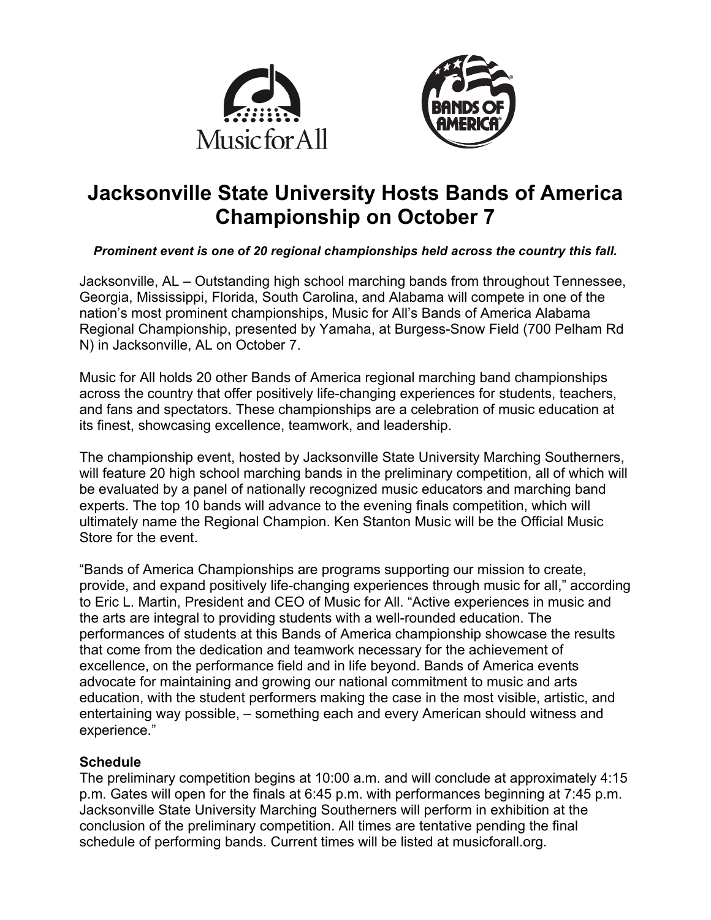# Jacksonville State University Hosts Bands of America Championship on October 7

***Prominent event is one of 20 regional championships held across the country this fall.***

Jacksonville, AL – Outstanding high school marching bands from throughout Tennessee, Georgia, Mississippi, Florida, South Carolina, and Alabama will compete in one of the nation's most prominent championships, Music for All's Bands of America Alabama Regional Championship, presented by Yamaha, at Burgess-Snow Field (700 Pelham Rd N) in Jacksonville, AL on October 7.

Music for All holds 20 other Bands of America regional marching band championships across the country that offer positively life-changing experiences for students, teachers, and fans and spectators. These championships are a celebration of music education at its finest, showcasing excellence, teamwork, and leadership.

The championship event, hosted by Jacksonville State University Marching Southerners, will feature 20 high school marching bands in the preliminary competition, all of which will be evaluated by a panel of nationally recognized music educators and marching band experts. The top 10 bands will advance to the evening finals competition, which will ultimately name the Regional Champion. Ken Stanton Music will be the Official Music Store for the event.

"Bands of America Championships are programs supporting our mission to create, provide, and expand positively life-changing experiences through music for all," according to Eric L. Martin, President and CEO of Music for All. "Active experiences in music and the arts are integral to providing students with a well-rounded education. The performances of students at this Bands of America championship showcase the results that come from the dedication and teamwork necessary for the achievement of excellence, on the performance field and in life beyond. Bands of America events advocate for maintaining and growing our national commitment to music and arts education, with the student performers making the case in the most visible, artistic, and entertaining way possible, – something each and every American should witness and experience."

**Schedule**

The preliminary competition begins at 10:00 a.m. and will conclude at approximately 4:15 p.m. Gates will open for the finals at 6:45 p.m. with performances beginning at 7:45 p.m. Jacksonville State University Marching Southerners will perform in exhibition at the conclusion of the preliminary competition. All times are tentative pending the final schedule of performing bands. Current times will be listed at musicforall.org.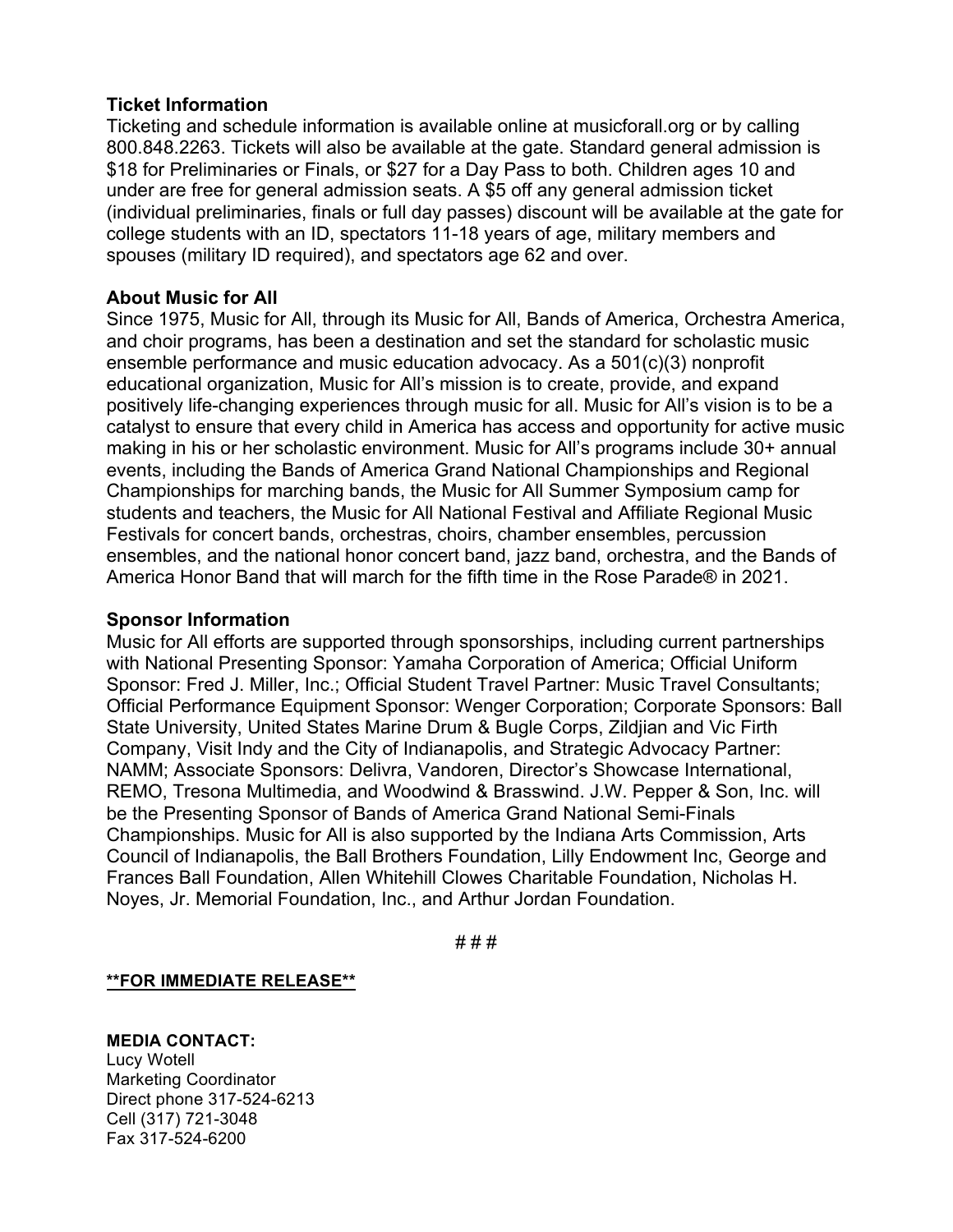**Ticket Information**

Ticketing and schedule information is available online at musicforall.org or by calling 800.848.2263. Tickets will also be available at the gate. Standard general admission is $18 for Preliminaries or Finals, or $27 for a Day Pass to both. Children ages 10 and under are free for general admission seats. A $5 off any general admission ticket (individual preliminaries, finals or full day passes) discount will be available at the gate for college students with an ID, spectators 11-18 years of age, military members and spouses (military ID required), and spectators age 62 and over.

**About Music for All**

Since 1975, Music for All, through its Music for All, Bands of America, Orchestra America, and choir programs, has been a destination and set the standard for scholastic music ensemble performance and music education advocacy. As a 501(c)(3) nonprofit educational organization, Music for All's mission is to create, provide, and expand positively life-changing experiences through music for all. Music for All's vision is to be a catalyst to ensure that every child in America has access and opportunity for active music making in his or her scholastic environment. Music for All's programs include 30+ annual events, including the Bands of America Grand National Championships and Regional Championships for marching bands, the Music for All Summer Symposium camp for students and teachers, the Music for All National Festival and Affiliate Regional Music Festivals for concert bands, orchestras, choirs, chamber ensembles, percussion ensembles, and the national honor concert band, jazz band, orchestra, and the Bands of America Honor Band that will march for the fifth time in the Rose Parade® in 2021.

**Sponsor Information**

Music for All efforts are supported through sponsorships, including current partnerships with National Presenting Sponsor: Yamaha Corporation of America; Official Uniform Sponsor: Fred J. Miller, Inc.; Official Student Travel Partner: Music Travel Consultants; Official Performance Equipment Sponsor: Wenger Corporation; Corporate Sponsors: Ball State University, United States Marine Drum & Bugle Corps, Zildjian and Vic Firth Company, Visit Indy and the City of Indianapolis, and Strategic Advocacy Partner: NAMM; Associate Sponsors: Delivra, Vandoren, Director's Showcase International, REMO, Tresona Multimedia, and Woodwind & Brasswind. J.W. Pepper & Son, Inc. will be the Presenting Sponsor of Bands of America Grand National Semi-Finals Championships. Music for All is also supported by the Indiana Arts Commission, Arts Council of Indianapolis, the Ball Brothers Foundation, Lilly Endowment Inc, George and Frances Ball Foundation, Allen Whitehill Clowes Charitable Foundation, Nicholas H. Noyes, Jr. Memorial Foundation, Inc., and Arthur Jordan Foundation.

# # #

**<u>**FOR IMMEDIATE RELEASE**</u>**

**MEDIA CONTACT:**
Lucy Wotell
Marketing Coordinator
Direct phone 317-524-6213
Cell (317) 721-3048
Fax 317-524-6200